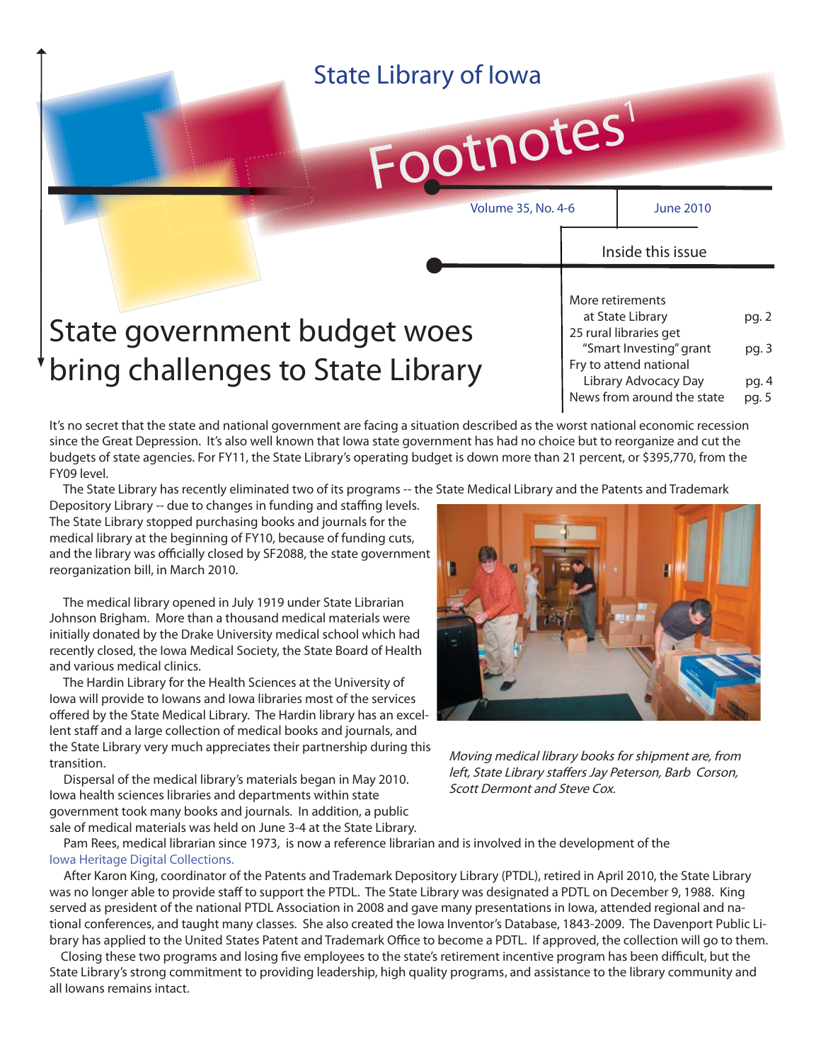State Library of Iowa

# Footnotes[1]

Volume 35, No. 4-6 | June 2010

**Inside this issue**

| | |
|---|---|
| More retirements at State Library | pg. 2 |
| 25 rural libraries get "Smart Investing" grant | pg. 3 |
| Fry to attend national Library Advocacy Day | pg. 4 |
| News from around the state | pg. 5 |

## State government budget woes bring challenges to State Library

It's no secret that the state and national government are facing a situation described as the worst national economic recession since the Great Depression. It's also well known that Iowa state government has had no choice but to reorganize and cut the budgets of state agencies. For FY11, the State Library's operating budget is down more than 21 percent, or $395,770, from the FY09 level.

The State Library has recently eliminated two of its programs -- the State Medical Library and the Patents and Trademark Depository Library -- due to changes in funding and staffing levels. The State Library stopped purchasing books and journals for the medical library at the beginning of FY10, because of funding cuts, and the library was officially closed by SF2088, the state government reorganization bill, in March 2010.

The medical library opened in July 1919 under State Librarian Johnson Brigham. More than a thousand medical materials were initially donated by the Drake University medical school which had recently closed, the Iowa Medical Society, the State Board of Health and various medical clinics.

The Hardin Library for the Health Sciences at the University of Iowa will provide to Iowans and Iowa libraries most of the services offered by the State Medical Library. The Hardin library has an excellent staff and a large collection of medical books and journals, and the State Library very much appreciates their partnership during this transition.

Dispersal of the medical library's materials began in May 2010. Iowa health sciences libraries and departments within state government took many books and journals. In addition, a public sale of medical materials was held on June 3-4 at the State Library.

*Moving medical library books for shipment are, from left, State Library staffers Jay Peterson, Barb Corson, Scott Dermont and Steve Cox.*

Pam Rees, medical librarian since 1973, is now a reference librarian and is involved in the development of the Iowa Heritage Digital Collections.

After Karon King, coordinator of the Patents and Trademark Depository Library (PTDL), retired in April 2010, the State Library was no longer able to provide staff to support the PTDL. The State Library was designated a PDTL on December 9, 1988. King served as president of the national PTDL Association in 2008 and gave many presentations in Iowa, attended regional and national conferences, and taught many classes. She also created the Iowa Inventor's Database, 1843-2009. The Davenport Public Library has applied to the United States Patent and Trademark Office to become a PDTL. If approved, the collection will go to them.

Closing these two programs and losing five employees to the state's retirement incentive program has been difficult, but the State Library's strong commitment to providing leadership, high quality programs, and assistance to the library community and all Iowans remains intact.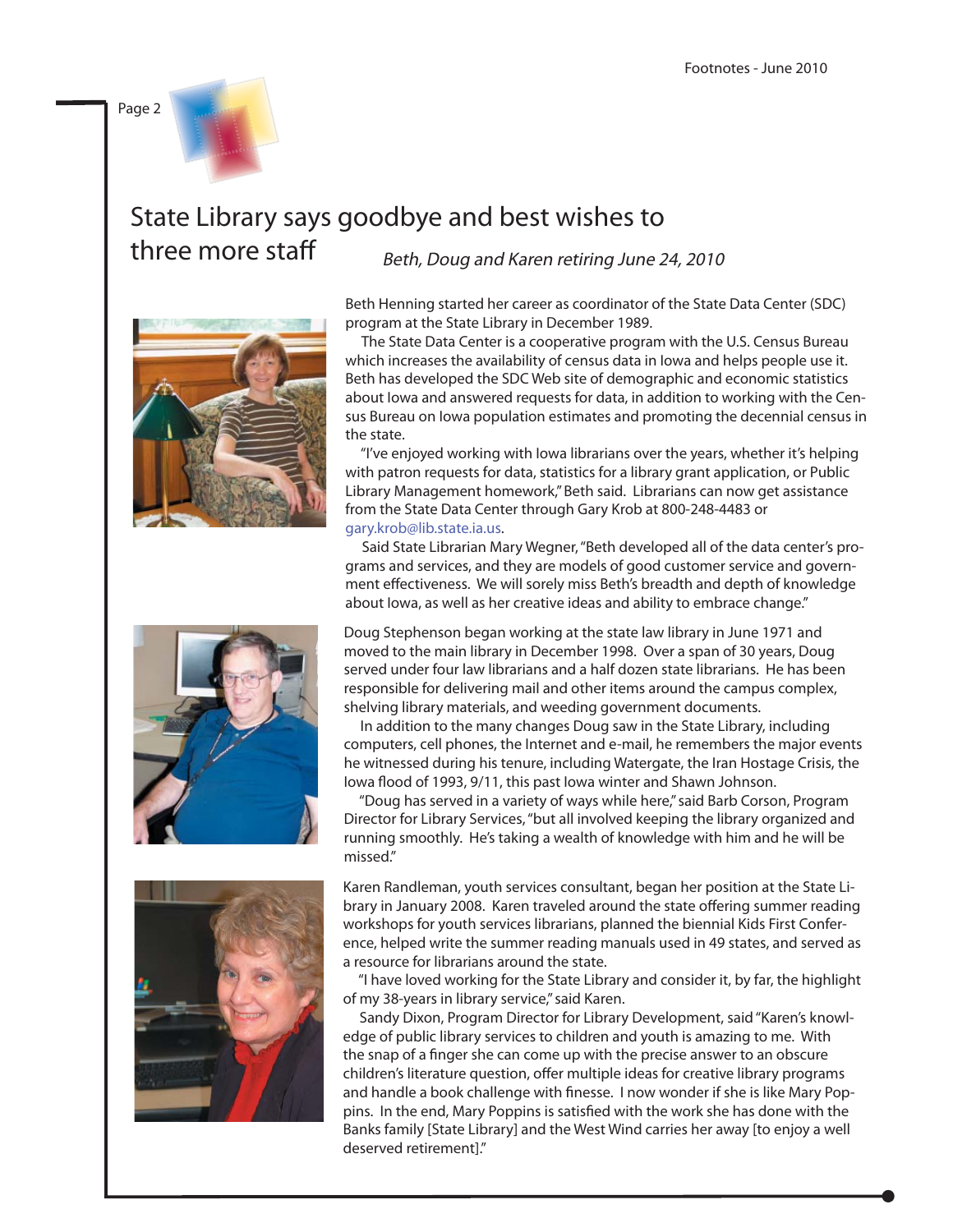# State Library says goodbye and best wishes to three more staff

*Beth, Doug and Karen retiring June 24, 2010*

Beth Henning started her career as coordinator of the State Data Center (SDC) program at the State Library in December 1989.

The State Data Center is a cooperative program with the U.S. Census Bureau which increases the availability of census data in Iowa and helps people use it. Beth has developed the SDC Web site of demographic and economic statistics about Iowa and answered requests for data, in addition to working with the Census Bureau on Iowa population estimates and promoting the decennial census in the state.

"I've enjoyed working with Iowa librarians over the years, whether it's helping with patron requests for data, statistics for a library grant application, or Public Library Management homework," Beth said. Librarians can now get assistance from the State Data Center through Gary Krob at 800-248-4483 or gary.krob@lib.state.ia.us.

Said State Librarian Mary Wegner, "Beth developed all of the data center's programs and services, and they are models of good customer service and government effectiveness. We will sorely miss Beth's breadth and depth of knowledge about Iowa, as well as her creative ideas and ability to embrace change."

Doug Stephenson began working at the state law library in June 1971 and moved to the main library in December 1998. Over a span of 30 years, Doug served under four law librarians and a half dozen state librarians. He has been responsible for delivering mail and other items around the campus complex, shelving library materials, and weeding government documents.

In addition to the many changes Doug saw in the State Library, including computers, cell phones, the Internet and e-mail, he remembers the major events he witnessed during his tenure, including Watergate, the Iran Hostage Crisis, the Iowa flood of 1993, 9/11, this past Iowa winter and Shawn Johnson.

"Doug has served in a variety of ways while here," said Barb Corson, Program Director for Library Services, "but all involved keeping the library organized and running smoothly. He's taking a wealth of knowledge with him and he will be missed."

Karen Randleman, youth services consultant, began her position at the State Library in January 2008. Karen traveled around the state offering summer reading workshops for youth services librarians, planned the biennial Kids First Conference, helped write the summer reading manuals used in 49 states, and served as a resource for librarians around the state.

"I have loved working for the State Library and consider it, by far, the highlight of my 38-years in library service," said Karen.

Sandy Dixon, Program Director for Library Development, said "Karen's knowledge of public library services to children and youth is amazing to me. With the snap of a finger she can come up with the precise answer to an obscure children's literature question, offer multiple ideas for creative library programs and handle a book challenge with finesse. I now wonder if she is like Mary Poppins. In the end, Mary Poppins is satisfied with the work she has done with the Banks family [State Library] and the West Wind carries her away [to enjoy a well deserved retirement]."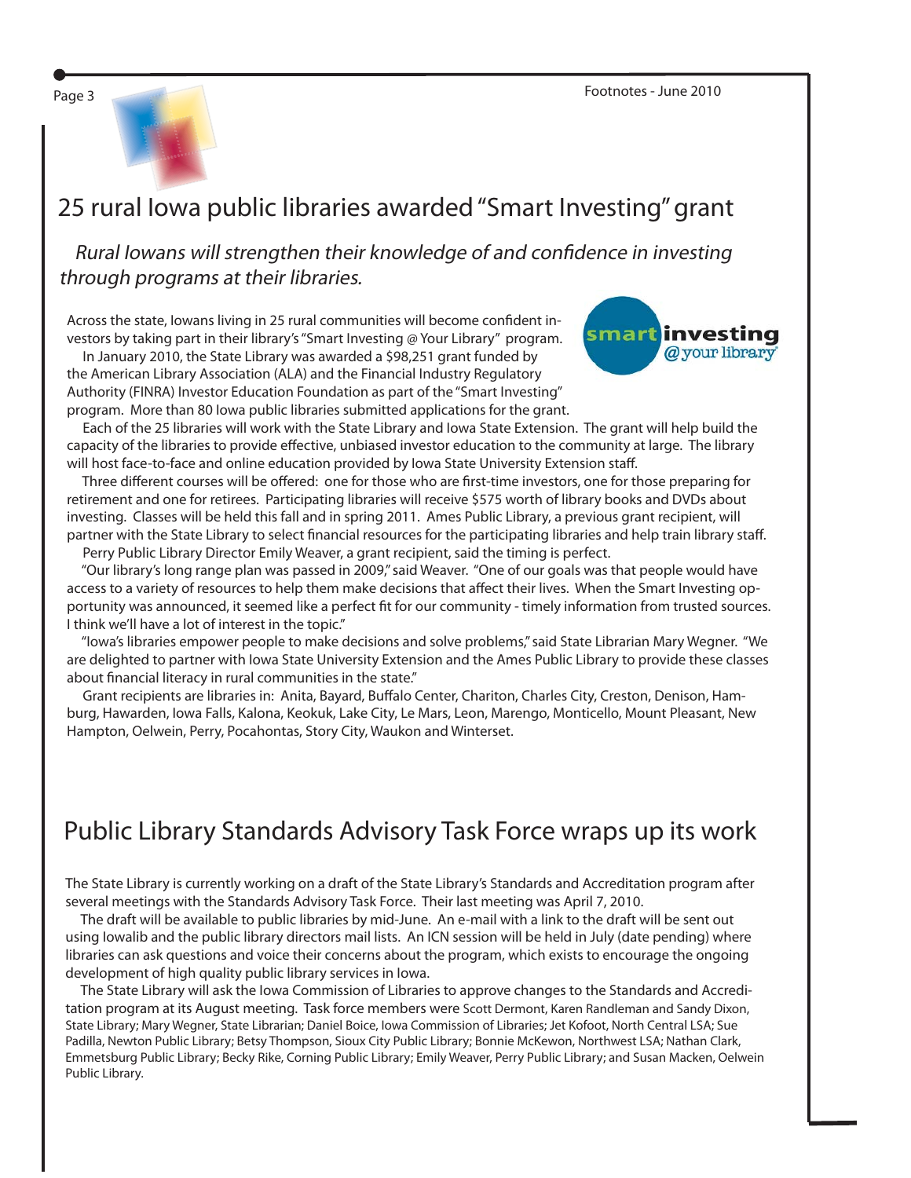# 25 rural Iowa public libraries awarded "Smart Investing" grant

*Rural Iowans will strengthen their knowledge of and confidence in investing through programs at their libraries.*

Across the state, Iowans living in 25 rural communities will become confident investors by taking part in their library's "Smart Investing @ Your Library" program.

In January 2010, the State Library was awarded a $98,251 grant funded by the American Library Association (ALA) and the Financial Industry Regulatory Authority (FINRA) Investor Education Foundation as part of the "Smart Investing" program. More than 80 Iowa public libraries submitted applications for the grant.

Each of the 25 libraries will work with the State Library and Iowa State Extension. The grant will help build the capacity of the libraries to provide effective, unbiased investor education to the community at large. The library will host face-to-face and online education provided by Iowa State University Extension staff.

Three different courses will be offered: one for those who are first-time investors, one for those preparing for retirement and one for retirees. Participating libraries will receive $575 worth of library books and DVDs about investing. Classes will be held this fall and in spring 2011. Ames Public Library, a previous grant recipient, will partner with the State Library to select financial resources for the participating libraries and help train library staff.

Perry Public Library Director Emily Weaver, a grant recipient, said the timing is perfect.

"Our library's long range plan was passed in 2009," said Weaver. "One of our goals was that people would have access to a variety of resources to help them make decisions that affect their lives. When the Smart Investing opportunity was announced, it seemed like a perfect fit for our community - timely information from trusted sources. I think we'll have a lot of interest in the topic."

"Iowa's libraries empower people to make decisions and solve problems," said State Librarian Mary Wegner. "We are delighted to partner with Iowa State University Extension and the Ames Public Library to provide these classes about financial literacy in rural communities in the state."

Grant recipients are libraries in: Anita, Bayard, Buffalo Center, Chariton, Charles City, Creston, Denison, Hamburg, Hawarden, Iowa Falls, Kalona, Keokuk, Lake City, Le Mars, Leon, Marengo, Monticello, Mount Pleasant, New Hampton, Oelwein, Perry, Pocahontas, Story City, Waukon and Winterset.

# Public Library Standards Advisory Task Force wraps up its work

The State Library is currently working on a draft of the State Library's Standards and Accreditation program after several meetings with the Standards Advisory Task Force. Their last meeting was April 7, 2010.

The draft will be available to public libraries by mid-June. An e-mail with a link to the draft will be sent out using Iowalib and the public library directors mail lists. An ICN session will be held in July (date pending) where libraries can ask questions and voice their concerns about the program, which exists to encourage the ongoing development of high quality public library services in Iowa.

The State Library will ask the Iowa Commission of Libraries to approve changes to the Standards and Accreditation program at its August meeting. Task force members were Scott Dermont, Karen Randleman and Sandy Dixon, State Library; Mary Wegner, State Librarian; Daniel Boice, Iowa Commission of Libraries; Jet Kofoot, North Central LSA; Sue Padilla, Newton Public Library; Betsy Thompson, Sioux City Public Library; Bonnie McKewon, Northwest LSA; Nathan Clark, Emmetsburg Public Library; Becky Rike, Corning Public Library; Emily Weaver, Perry Public Library; and Susan Macken, Oelwein Public Library.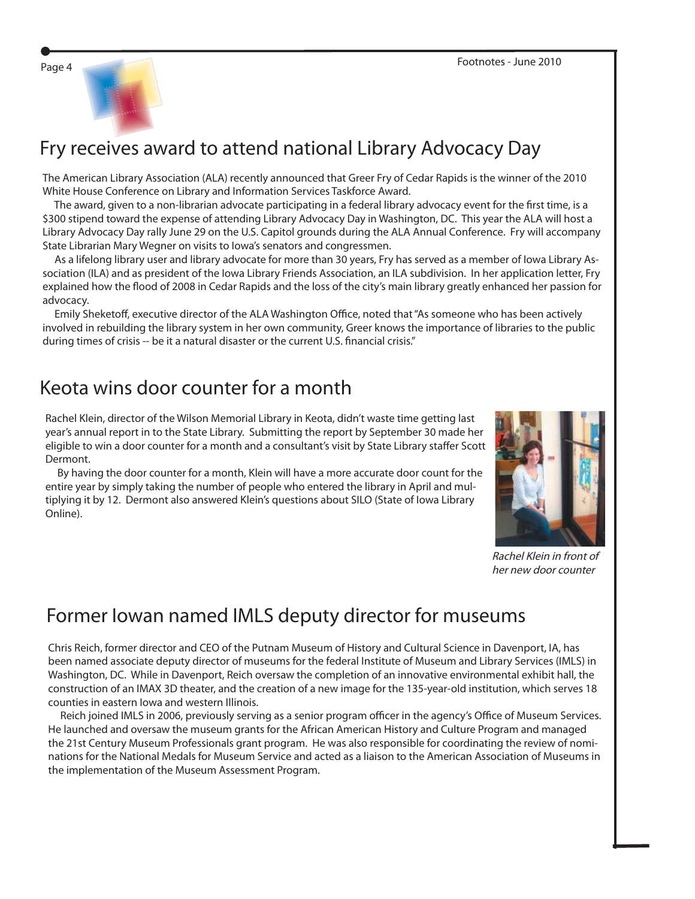## Fry receives award to attend national Library Advocacy Day

The American Library Association (ALA) recently announced that Greer Fry of Cedar Rapids is the winner of the 2010 White House Conference on Library and Information Services Taskforce Award.

The award, given to a non-librarian advocate participating in a federal library advocacy event for the first time, is a $300 stipend toward the expense of attending Library Advocacy Day in Washington, DC. This year the ALA will host a Library Advocacy Day rally June 29 on the U.S. Capitol grounds during the ALA Annual Conference. Fry will accompany State Librarian Mary Wegner on visits to Iowa's senators and congressmen.

As a lifelong library user and library advocate for more than 30 years, Fry has served as a member of Iowa Library Association (ILA) and as president of the Iowa Library Friends Association, an ILA subdivision. In her application letter, Fry explained how the flood of 2008 in Cedar Rapids and the loss of the city's main library greatly enhanced her passion for advocacy.

Emily Sheketoff, executive director of the ALA Washington Office, noted that "As someone who has been actively involved in rebuilding the library system in her own community, Greer knows the importance of libraries to the public during times of crisis -- be it a natural disaster or the current U.S. financial crisis."

## Keota wins door counter for a month

Rachel Klein, director of the Wilson Memorial Library in Keota, didn't waste time getting last year's annual report in to the State Library. Submitting the report by September 30 made her eligible to win a door counter for a month and a consultant's visit by State Library staffer Scott Dermont.

By having the door counter for a month, Klein will have a more accurate door count for the entire year by simply taking the number of people who entered the library in April and multiplying it by 12. Dermont also answered Klein's questions about SILO (State of Iowa Library Online).

*Rachel Klein in front of her new door counter*

## Former Iowan named IMLS deputy director for museums

Chris Reich, former director and CEO of the Putnam Museum of History and Cultural Science in Davenport, IA, has been named associate deputy director of museums for the federal Institute of Museum and Library Services (IMLS) in Washington, DC. While in Davenport, Reich oversaw the completion of an innovative environmental exhibit hall, the construction of an IMAX 3D theater, and the creation of a new image for the 135-year-old institution, which serves 18 counties in eastern Iowa and western Illinois.

Reich joined IMLS in 2006, previously serving as a senior program officer in the agency's Office of Museum Services. He launched and oversaw the museum grants for the African American History and Culture Program and managed the 21st Century Museum Professionals grant program. He was also responsible for coordinating the review of nominations for the National Medals for Museum Service and acted as a liaison to the American Association of Museums in the implementation of the Museum Assessment Program.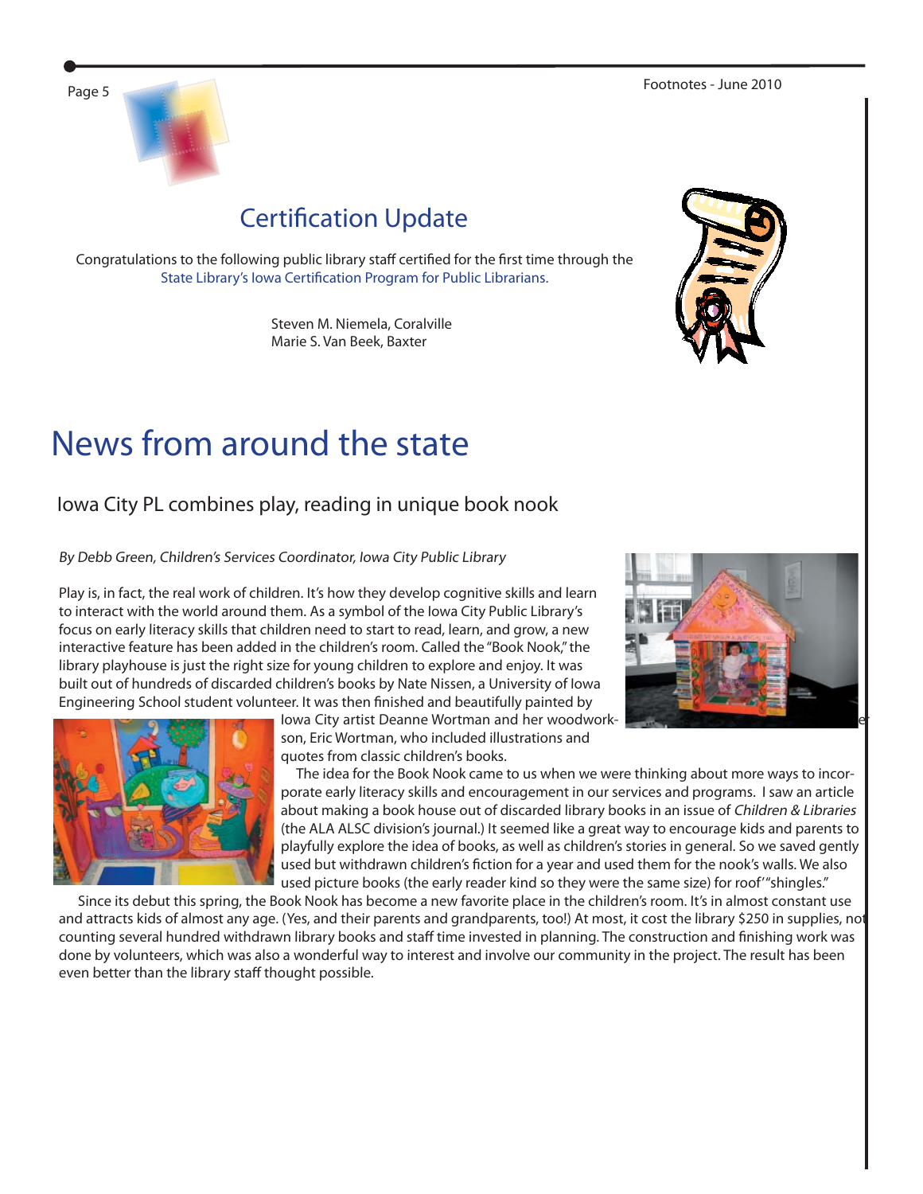## Certification Update

Congratulations to the following public library staff certified for the first time through the State Library's Iowa Certification Program for Public Librarians.

Steven M. Niemela, Coralville
Marie S. Van Beek, Baxter

# News from around the state

### Iowa City PL combines play, reading in unique book nook

*By Debb Green, Children's Services Coordinator, Iowa City Public Library*

Play is, in fact, the real work of children. It's how they develop cognitive skills and learn to interact with the world around them. As a symbol of the Iowa City Public Library's focus on early literacy skills that children need to start to read, learn, and grow, a new interactive feature has been added in the children's room. Called the "Book Nook," the library playhouse is just the right size for young children to explore and enjoy. It was built out of hundreds of discarded children's books by Nate Nissen, a University of Iowa Engineering School student volunteer. It was then finished and beautifully painted by Iowa City artist Deanne Wortman and her woodworker son, Eric Wortman, who included illustrations and quotes from classic children's books.

The idea for the Book Nook came to us when we were thinking about more ways to incorporate early literacy skills and encouragement in our services and programs. I saw an article about making a book house out of discarded library books in an issue of *Children & Libraries* (the ALA ALSC division's journal.) It seemed like a great way to encourage kids and parents to playfully explore the idea of books, as well as children's stories in general. So we saved gently used but withdrawn children's fiction for a year and used them for the nook's walls. We also used picture books (the early reader kind so they were the same size) for roof'"shingles."

Since its debut this spring, the Book Nook has become a new favorite place in the children's room. It's in almost constant use and attracts kids of almost any age. (Yes, and their parents and grandparents, too!) At most, it cost the library $250 in supplies, not counting several hundred withdrawn library books and staff time invested in planning. The construction and finishing work was done by volunteers, which was also a wonderful way to interest and involve our community in the project. The result has been even better than the library staff thought possible.